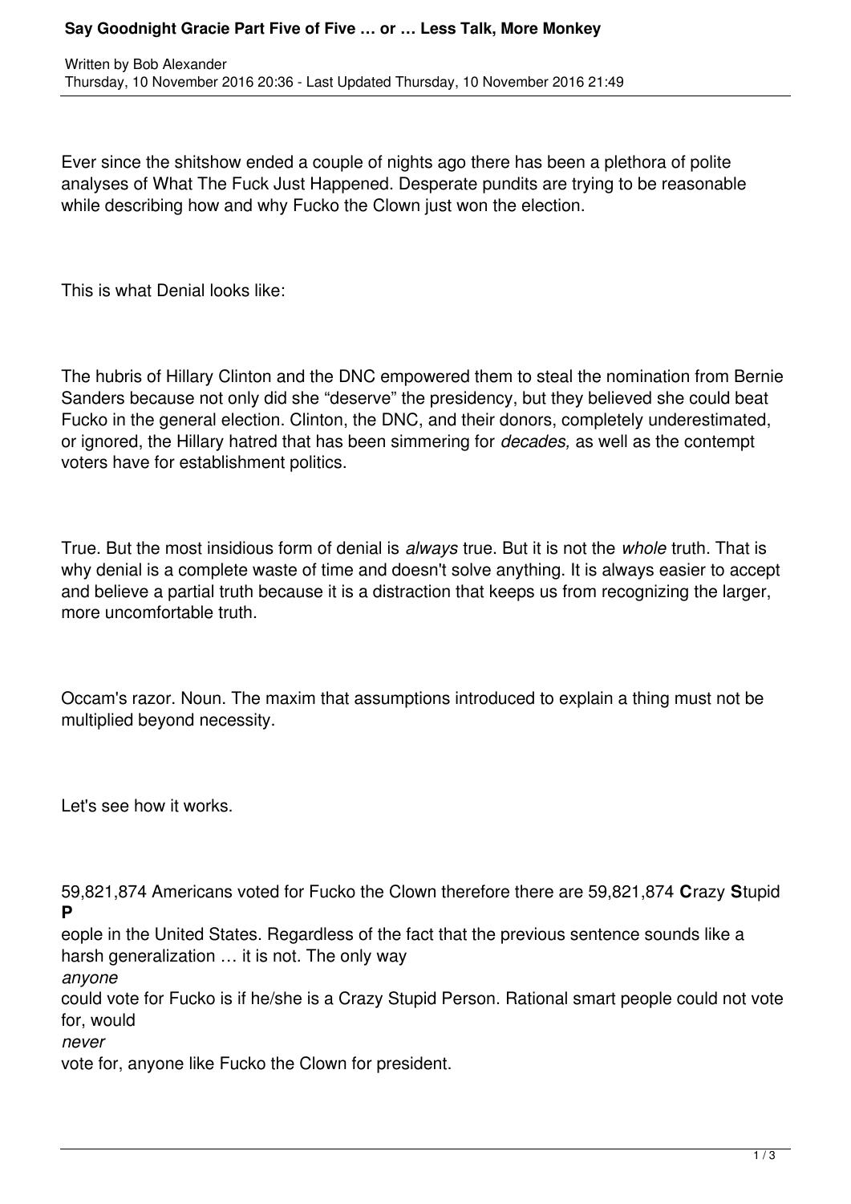# Say Goodnight Gracie Part Five of Five … or … Less Talk, More Monkey

Written by Bob Alexander
Thursday, 10 November 2016 20:36 - Last Updated Thursday, 10 November 2016 21:49

Ever since the shitshow ended a couple of nights ago there has been a plethora of polite analyses of What The Fuck Just Happened. Desperate pundits are trying to be reasonable while describing how and why Fucko the Clown just won the election.

This is what Denial looks like:

The hubris of Hillary Clinton and the DNC empowered them to steal the nomination from Bernie Sanders because not only did she "deserve" the presidency, but they believed she could beat Fucko in the general election. Clinton, the DNC, and their donors, completely underestimated, or ignored, the Hillary hatred that has been simmering for *decades,* as well as the contempt voters have for establishment politics.

True. But the most insidious form of denial is *always* true. But it is not the *whole* truth. That is why denial is a complete waste of time and doesn't solve anything. It is always easier to accept and believe a partial truth because it is a distraction that keeps us from recognizing the larger, more uncomfortable truth.

Occam's razor. Noun. The maxim that assumptions introduced to explain a thing must not be multiplied beyond necessity.

Let's see how it works.

59,821,874 Americans voted for Fucko the Clown therefore there are 59,821,874 **C**razy **S**tupid **P**eople in the United States. Regardless of the fact that the previous sentence sounds like a harsh generalization … it is not. The only way *anyone* could vote for Fucko is if he/she is a Crazy Stupid Person. Rational smart people could not vote for, would *never* vote for, anyone like Fucko the Clown for president.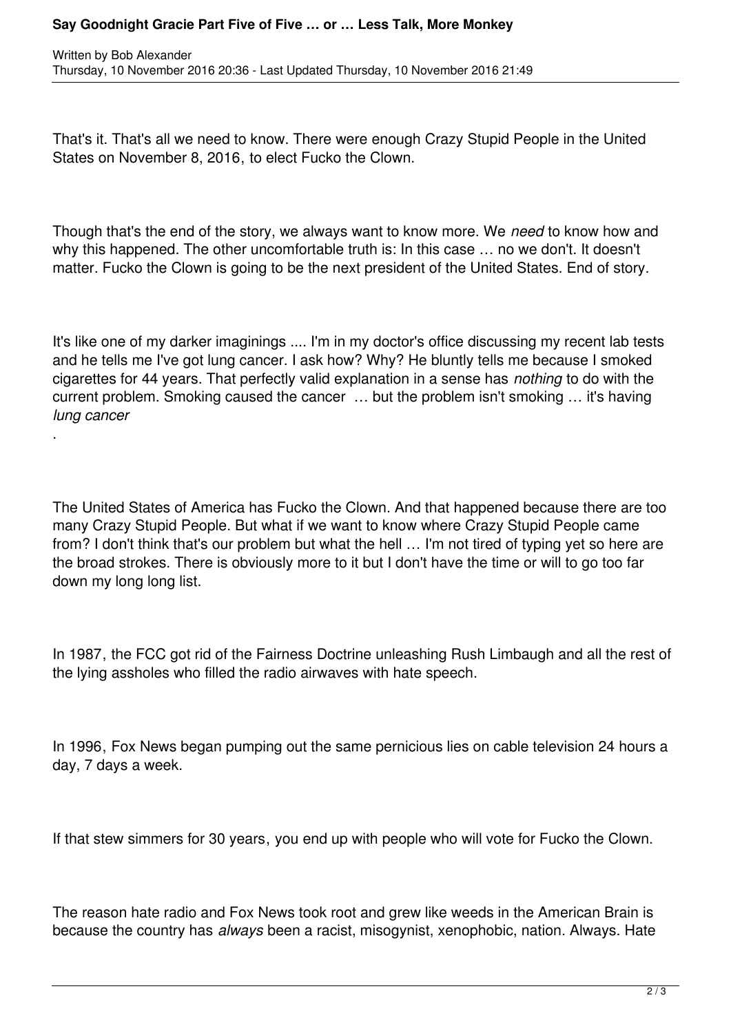That's it. That's all we need to know. There were enough Crazy Stupid People in the United States on November 8, 2016, to elect Fucko the Clown.

Though that's the end of the story, we always want to know more. We *need* to know how and why this happened. The other uncomfortable truth is: In this case … no we don't. It doesn't matter. Fucko the Clown is going to be the next president of the United States. End of story.

It's like one of my darker imaginings .... I'm in my doctor's office discussing my recent lab tests and he tells me I've got lung cancer. I ask how? Why? He bluntly tells me because I smoked cigarettes for 44 years. That perfectly valid explanation in a sense has *nothing* to do with the current problem. Smoking caused the cancer … but the problem isn't smoking … it's having *lung cancer*.

The United States of America has Fucko the Clown. And that happened because there are too many Crazy Stupid People. But what if we want to know where Crazy Stupid People came from? I don't think that's our problem but what the hell … I'm not tired of typing yet so here are the broad strokes. There is obviously more to it but I don't have the time or will to go too far down my long long list.

In 1987, the FCC got rid of the Fairness Doctrine unleashing Rush Limbaugh and all the rest of the lying assholes who filled the radio airwaves with hate speech.

In 1996, Fox News began pumping out the same pernicious lies on cable television 24 hours a day, 7 days a week.

If that stew simmers for 30 years, you end up with people who will vote for Fucko the Clown.

The reason hate radio and Fox News took root and grew like weeds in the American Brain is because the country has *always* been a racist, misogynist, xenophobic, nation. Always. Hate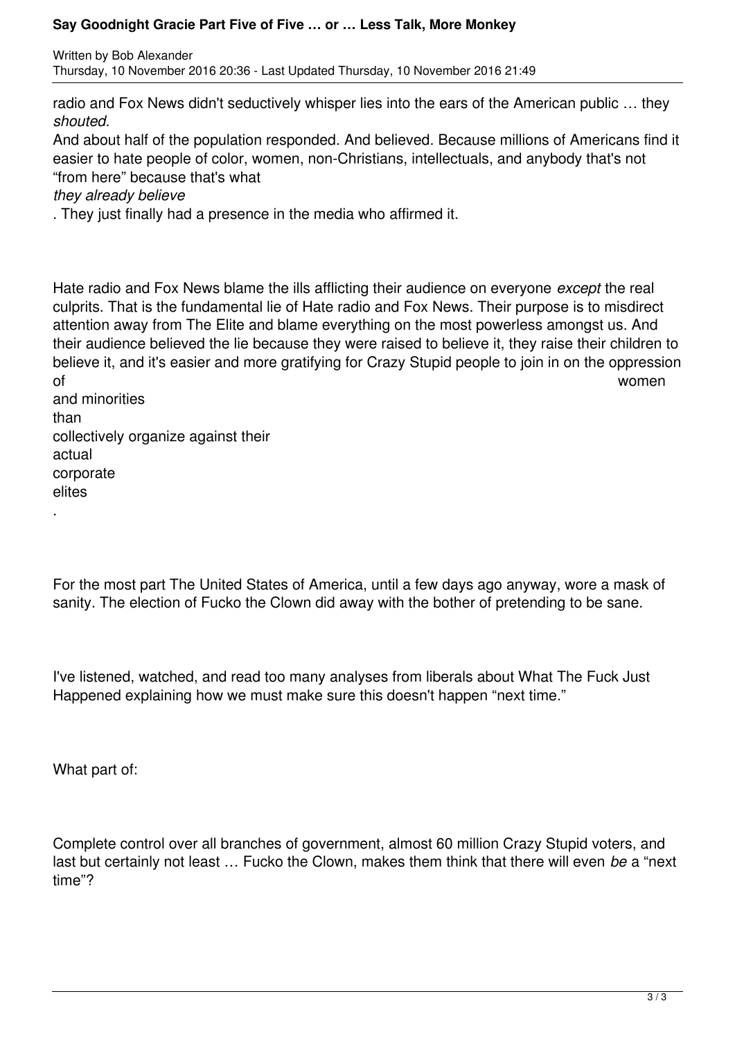radio and Fox News didn't seductively whisper lies into the ears of the American public … they *shouted.*

And about half of the population responded. And believed. Because millions of Americans find it easier to hate people of color, women, non-Christians, intellectuals, and anybody that's not "from here" because that's what *they already believe*. They just finally had a presence in the media who affirmed it.

Hate radio and Fox News blame the ills afflicting their audience on everyone *except* the real culprits. That is the fundamental lie of Hate radio and Fox News. Their purpose is to misdirect attention away from The Elite and blame everything on the most powerless amongst us. And their audience believed the lie because they were raised to believe it, they raise their children to believe it, and it's easier and more gratifying for Crazy Stupid people to join in on the oppression of women and minorities than collectively organize against their actual corporate elites.

For the most part The United States of America, until a few days ago anyway, wore a mask of sanity. The election of Fucko the Clown did away with the bother of pretending to be sane.

I've listened, watched, and read too many analyses from liberals about What The Fuck Just Happened explaining how we must make sure this doesn't happen "next time."

What part of:

Complete control over all branches of government, almost 60 million Crazy Stupid voters, and last but certainly not least … Fucko the Clown, makes them think that there will even *be* a "next time"?